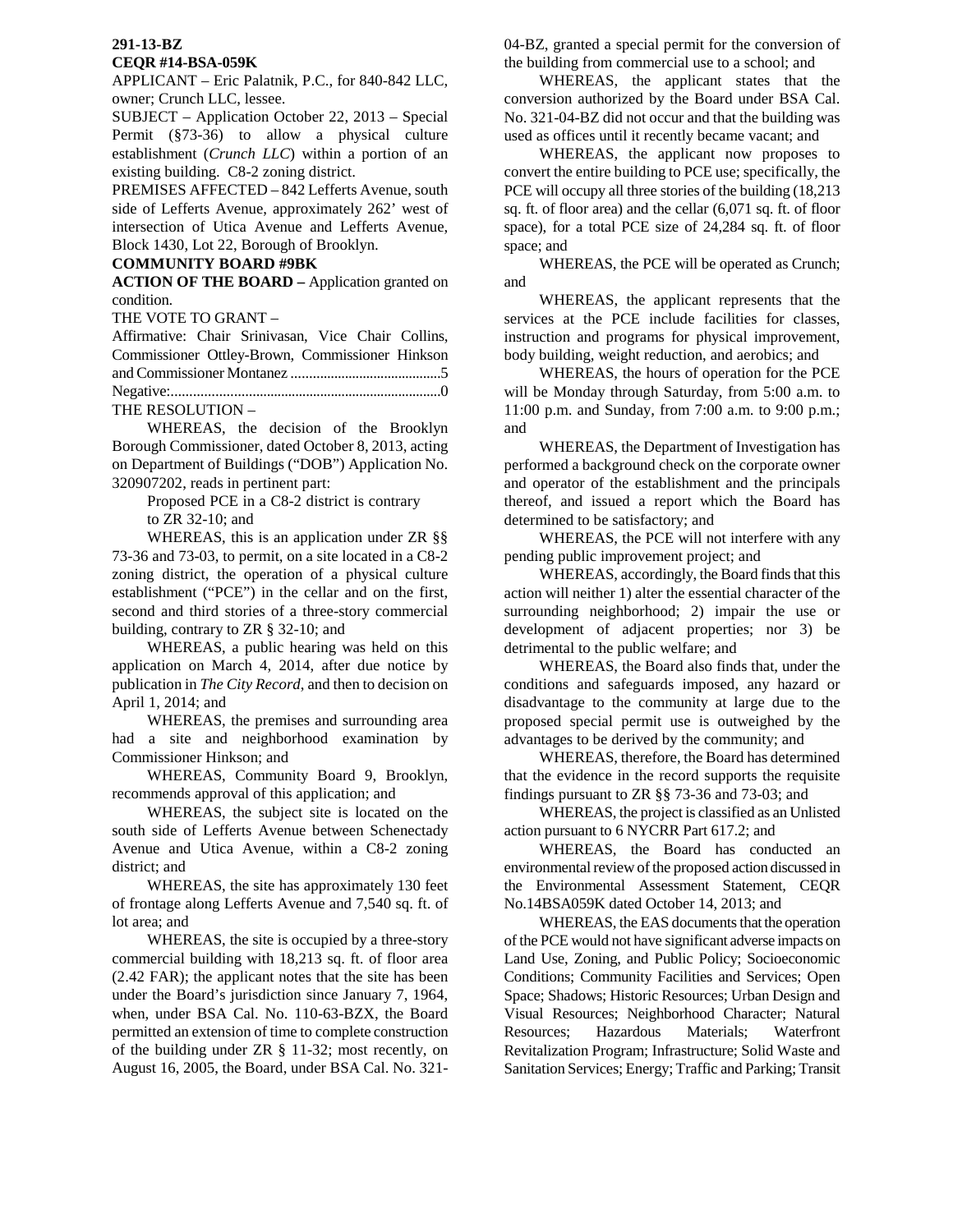**291-13-BZ**

**CEQR #14-BSA-059K**

APPLICANT – Eric Palatnik, P.C., for 840-842 LLC, owner; Crunch LLC, lessee.

SUBJECT – Application October 22, 2013 – Special Permit (§73-36) to allow a physical culture establishment (*Crunch LLC*) within a portion of an existing building. C8-2 zoning district.

PREMISES AFFECTED – 842 Lefferts Avenue, south side of Lefferts Avenue, approximately 262' west of intersection of Utica Avenue and Lefferts Avenue, Block 1430, Lot 22, Borough of Brooklyn.

**COMMUNITY BOARD #9BK**

**ACTION OF THE BOARD –** Application granted on condition.

THE VOTE TO GRANT –

Affirmative: Chair Srinivasan, Vice Chair Collins, Commissioner Ottley-Brown, Commissioner Hinkson and Commissioner Montanez ..........................................5

Negative:...........................................................................0

THE RESOLUTION –

WHEREAS, the decision of the Brooklyn Borough Commissioner, dated October 8, 2013, acting on Department of Buildings ("DOB") Application No. 320907202, reads in pertinent part:

> Proposed PCE in a C8-2 district is contrary to ZR 32-10; and

WHEREAS, this is an application under ZR §§ 73-36 and 73-03, to permit, on a site located in a C8-2 zoning district, the operation of a physical culture establishment ("PCE") in the cellar and on the first, second and third stories of a three-story commercial building, contrary to ZR § 32-10; and

WHEREAS, a public hearing was held on this application on March 4, 2014, after due notice by publication in *The City Record*, and then to decision on April 1, 2014; and

WHEREAS, the premises and surrounding area had a site and neighborhood examination by Commissioner Hinkson; and

WHEREAS, Community Board 9, Brooklyn, recommends approval of this application; and

WHEREAS, the subject site is located on the south side of Lefferts Avenue between Schenectady Avenue and Utica Avenue, within a C8-2 zoning district; and

WHEREAS, the site has approximately 130 feet of frontage along Lefferts Avenue and 7,540 sq. ft. of lot area; and

WHEREAS, the site is occupied by a three-story commercial building with 18,213 sq. ft. of floor area (2.42 FAR); the applicant notes that the site has been under the Board's jurisdiction since January 7, 1964, when, under BSA Cal. No. 110-63-BZX, the Board permitted an extension of time to complete construction of the building under ZR § 11-32; most recently, on August 16, 2005, the Board, under BSA Cal. No. 321-04-BZ, granted a special permit for the conversion of the building from commercial use to a school; and

WHEREAS, the applicant states that the conversion authorized by the Board under BSA Cal. No. 321-04-BZ did not occur and that the building was used as offices until it recently became vacant; and

WHEREAS, the applicant now proposes to convert the entire building to PCE use; specifically, the PCE will occupy all three stories of the building (18,213 sq. ft. of floor area) and the cellar (6,071 sq. ft. of floor space), for a total PCE size of 24,284 sq. ft. of floor space; and

WHEREAS, the PCE will be operated as Crunch; and

WHEREAS, the applicant represents that the services at the PCE include facilities for classes, instruction and programs for physical improvement, body building, weight reduction, and aerobics; and

WHEREAS, the hours of operation for the PCE will be Monday through Saturday, from 5:00 a.m. to 11:00 p.m. and Sunday, from 7:00 a.m. to 9:00 p.m.; and

WHEREAS, the Department of Investigation has performed a background check on the corporate owner and operator of the establishment and the principals thereof, and issued a report which the Board has determined to be satisfactory; and

WHEREAS, the PCE will not interfere with any pending public improvement project; and

WHEREAS, accordingly, the Board finds that this action will neither 1) alter the essential character of the surrounding neighborhood; 2) impair the use or development of adjacent properties; nor 3) be detrimental to the public welfare; and

WHEREAS, the Board also finds that, under the conditions and safeguards imposed, any hazard or disadvantage to the community at large due to the proposed special permit use is outweighed by the advantages to be derived by the community; and

WHEREAS, therefore, the Board has determined that the evidence in the record supports the requisite findings pursuant to ZR §§ 73-36 and 73-03; and

WHEREAS, the project is classified as an Unlisted action pursuant to 6 NYCRR Part 617.2; and

WHEREAS, the Board has conducted an environmental review of the proposed action discussed in the Environmental Assessment Statement, CEQR No.14BSA059K dated October 14, 2013; and

WHEREAS, the EAS documents that the operation of the PCE would not have significant adverse impacts on Land Use, Zoning, and Public Policy; Socioeconomic Conditions; Community Facilities and Services; Open Space; Shadows; Historic Resources; Urban Design and Visual Resources; Neighborhood Character; Natural Resources; Hazardous Materials; Waterfront Revitalization Program; Infrastructure; Solid Waste and Sanitation Services; Energy; Traffic and Parking; Transit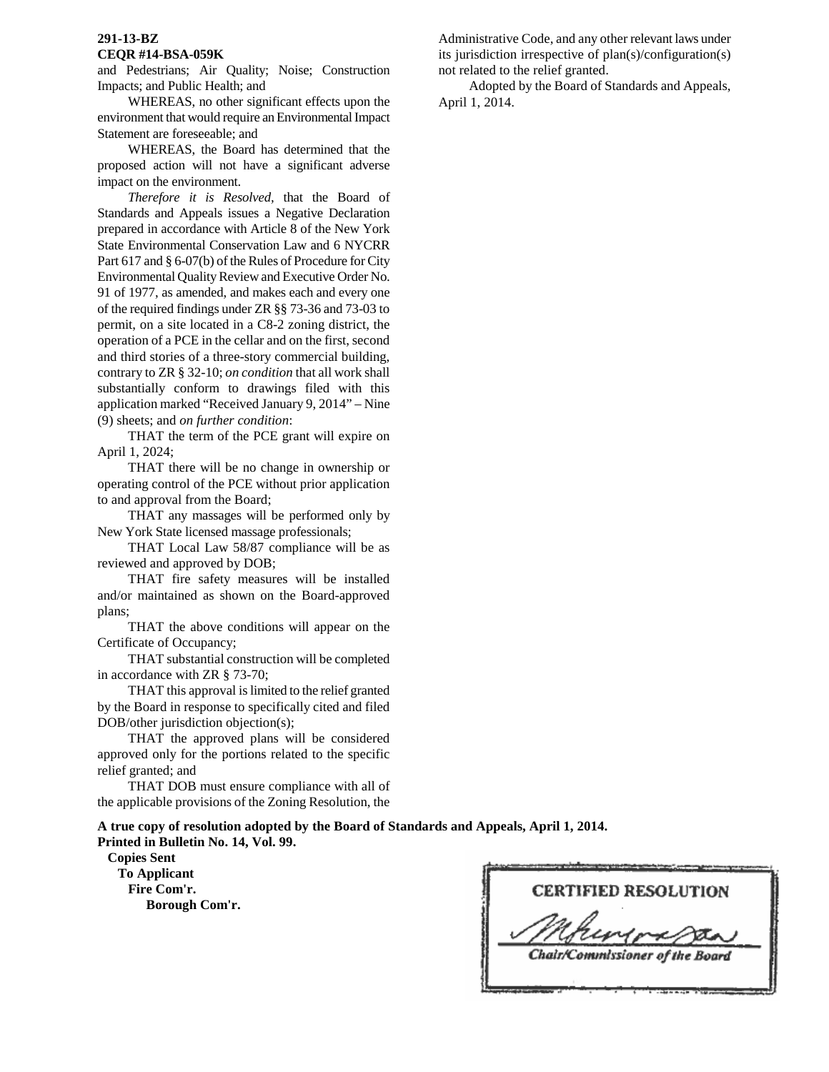**291-13-BZ**
**CEQR #14-BSA-059K**

and Pedestrians; Air Quality; Noise; Construction Impacts; and Public Health; and

WHEREAS, no other significant effects upon the environment that would require an Environmental Impact Statement are foreseeable; and

WHEREAS, the Board has determined that the proposed action will not have a significant adverse impact on the environment.

*Therefore it is Resolved*, that the Board of Standards and Appeals issues a Negative Declaration prepared in accordance with Article 8 of the New York State Environmental Conservation Law and 6 NYCRR Part 617 and § 6-07(b) of the Rules of Procedure for City Environmental Quality Review and Executive Order No. 91 of 1977, as amended, and makes each and every one of the required findings under ZR §§ 73-36 and 73-03 to permit, on a site located in a C8-2 zoning district, the operation of a PCE in the cellar and on the first, second and third stories of a three-story commercial building, contrary to ZR § 32-10; *on condition* that all work shall substantially conform to drawings filed with this application marked "Received January 9, 2014" – Nine (9) sheets; and *on further condition*:

THAT the term of the PCE grant will expire on April 1, 2024;

THAT there will be no change in ownership or operating control of the PCE without prior application to and approval from the Board;

THAT any massages will be performed only by New York State licensed massage professionals;

THAT Local Law 58/87 compliance will be as reviewed and approved by DOB;

THAT fire safety measures will be installed and/or maintained as shown on the Board-approved plans;

THAT the above conditions will appear on the Certificate of Occupancy;

THAT substantial construction will be completed in accordance with ZR § 73-70;

THAT this approval is limited to the relief granted by the Board in response to specifically cited and filed DOB/other jurisdiction objection(s);

THAT the approved plans will be considered approved only for the portions related to the specific relief granted; and

THAT DOB must ensure compliance with all of the applicable provisions of the Zoning Resolution, the Administrative Code, and any other relevant laws under its jurisdiction irrespective of plan(s)/configuration(s) not related to the relief granted.

Adopted by the Board of Standards and Appeals, April 1, 2014.

**A true copy of resolution adopted by the Board of Standards and Appeals, April 1, 2014.**
**Printed in Bulletin No. 14, Vol. 99.**

**Copies Sent**
**To Applicant**
**Fire Com'r.**
**Borough Com'r.**

CERTIFIED RESOLUTION

Chair/Commissioner of the Board